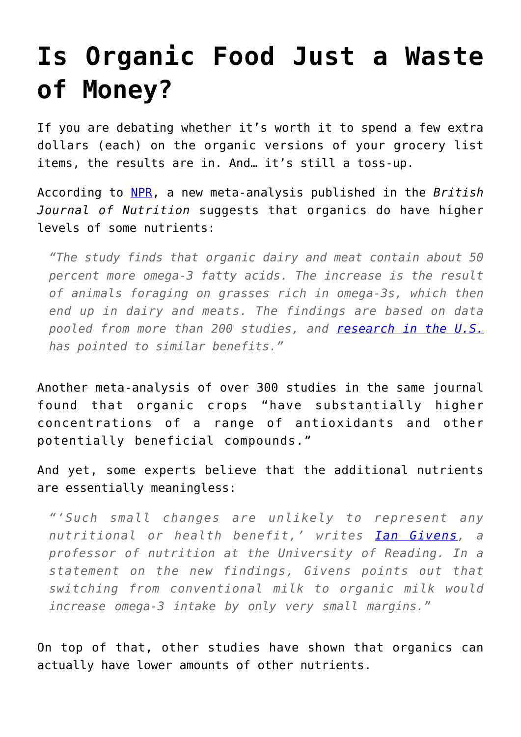# Is Organic Food Just a Waste of Money?

If you are debating whether it's worth it to spend a few extra dollars (each) on the organic versions of your grocery list items, the results are in. And… it's still a toss-up.

According to NPR, a new meta-analysis published in the *British Journal of Nutrition* suggests that organics do have higher levels of some nutrients:

> *"The study finds that organic dairy and meat contain about 50 percent more omega-3 fatty acids. The increase is the result of animals foraging on grasses rich in omega-3s, which then end up in dairy and meats. The findings are based on data pooled from more than 200 studies, and research in the U.S. has pointed to similar benefits."*

Another meta-analysis of over 300 studies in the same journal found that organic crops "have substantially higher concentrations of a range of antioxidants and other potentially beneficial compounds."

And yet, some experts believe that the additional nutrients are essentially meaningless:

> *"'Such small changes are unlikely to represent any nutritional or health benefit,' writes Ian Givens, a professor of nutrition at the University of Reading. In a statement on the new findings, Givens points out that switching from conventional milk to organic milk would increase omega-3 intake by only very small margins."*

On top of that, other studies have shown that organics can actually have lower amounts of other nutrients.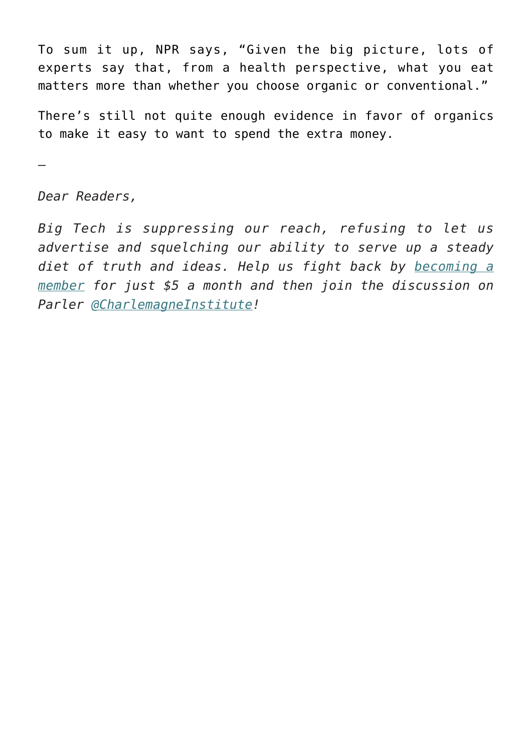To sum it up, NPR says, "Given the big picture, lots of experts say that, from a health perspective, what you eat matters more than whether you choose organic or conventional."

There's still not quite enough evidence in favor of organics to make it easy to want to spend the extra money.

—

*Dear Readers,*

*Big Tech is suppressing our reach, refusing to let us advertise and squelching our ability to serve up a steady diet of truth and ideas. Help us fight back by becoming a member for just $5 a month and then join the discussion on Parler @CharlemagneInstitute!*